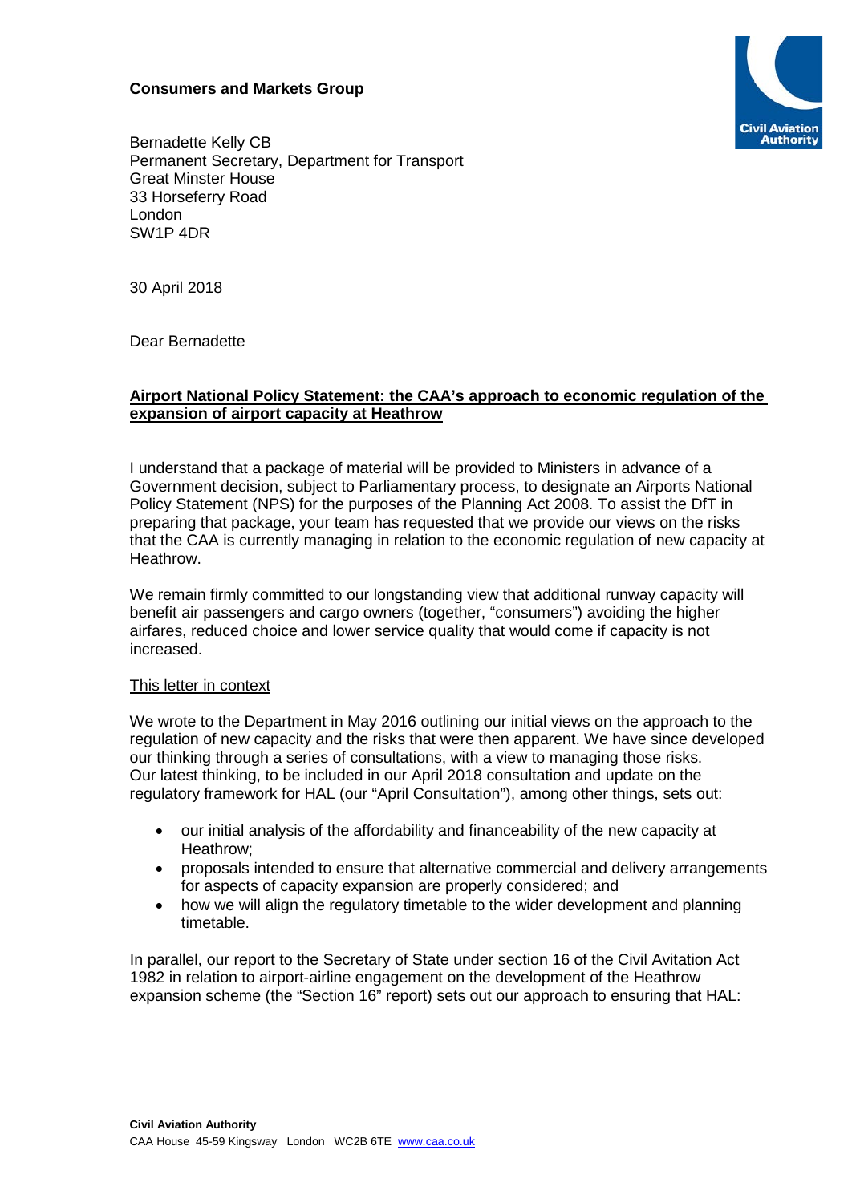**Consumers and Markets Group**

Bernadette Kelly CB
Permanent Secretary, Department for Transport
Great Minster House
33 Horseferry Road
London
SW1P 4DR

30 April 2018

Dear Bernadette

**Airport National Policy Statement: the CAA's approach to economic regulation of the expansion of airport capacity at Heathrow**

I understand that a package of material will be provided to Ministers in advance of a Government decision, subject to Parliamentary process, to designate an Airports National Policy Statement (NPS) for the purposes of the Planning Act 2008. To assist the DfT in preparing that package, your team has requested that we provide our views on the risks that the CAA is currently managing in relation to the economic regulation of new capacity at Heathrow.

We remain firmly committed to our longstanding view that additional runway capacity will benefit air passengers and cargo owners (together, "consumers") avoiding the higher airfares, reduced choice and lower service quality that would come if capacity is not increased.

This letter in context

We wrote to the Department in May 2016 outlining our initial views on the approach to the regulation of new capacity and the risks that were then apparent. We have since developed our thinking through a series of consultations, with a view to managing those risks. Our latest thinking, to be included in our April 2018 consultation and update on the regulatory framework for HAL (our "April Consultation"), among other things, sets out:

- our initial analysis of the affordability and financeability of the new capacity at Heathrow;
- proposals intended to ensure that alternative commercial and delivery arrangements for aspects of capacity expansion are properly considered; and
- how we will align the regulatory timetable to the wider development and planning timetable.

In parallel, our report to the Secretary of State under section 16 of the Civil Avitation Act 1982 in relation to airport-airline engagement on the development of the Heathrow expansion scheme (the "Section 16" report) sets out our approach to ensuring that HAL: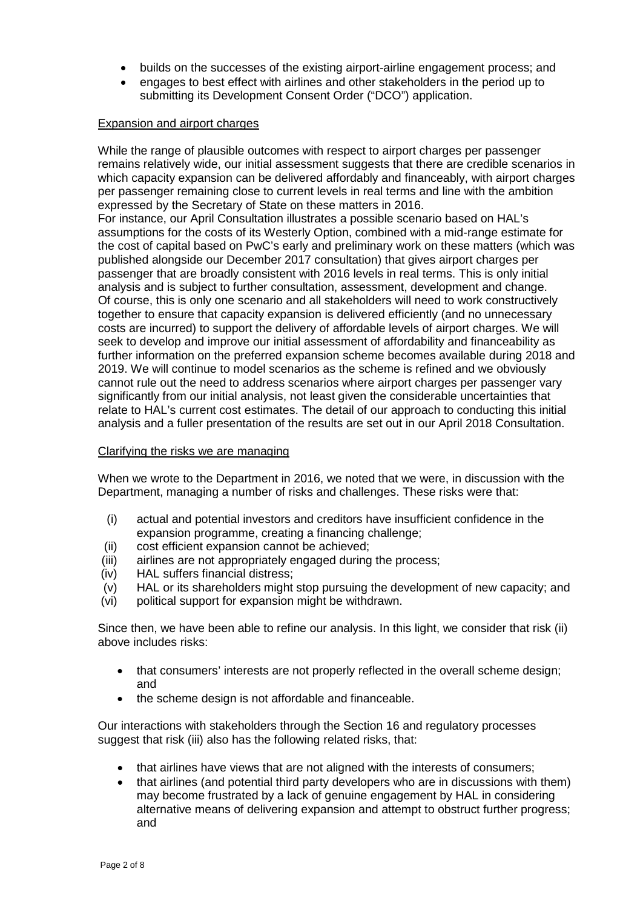- builds on the successes of the existing airport-airline engagement process; and
- engages to best effect with airlines and other stakeholders in the period up to submitting its Development Consent Order ("DCO") application.

<u>Expansion and airport charges</u>

While the range of plausible outcomes with respect to airport charges per passenger remains relatively wide, our initial assessment suggests that there are credible scenarios in which capacity expansion can be delivered affordably and financeably, with airport charges per passenger remaining close to current levels in real terms and line with the ambition expressed by the Secretary of State on these matters in 2016.
For instance, our April Consultation illustrates a possible scenario based on HAL's assumptions for the costs of its Westerly Option, combined with a mid-range estimate for the cost of capital based on PwC's early and preliminary work on these matters (which was published alongside our December 2017 consultation) that gives airport charges per passenger that are broadly consistent with 2016 levels in real terms. This is only initial analysis and is subject to further consultation, assessment, development and change. Of course, this is only one scenario and all stakeholders will need to work constructively together to ensure that capacity expansion is delivered efficiently (and no unnecessary costs are incurred) to support the delivery of affordable levels of airport charges. We will seek to develop and improve our initial assessment of affordability and financeability as further information on the preferred expansion scheme becomes available during 2018 and 2019. We will continue to model scenarios as the scheme is refined and we obviously cannot rule out the need to address scenarios where airport charges per passenger vary significantly from our initial analysis, not least given the considerable uncertainties that relate to HAL's current cost estimates. The detail of our approach to conducting this initial analysis and a fuller presentation of the results are set out in our April 2018 Consultation.

<u>Clarifying the risks we are managing</u>

When we wrote to the Department in 2016, we noted that we were, in discussion with the Department, managing a number of risks and challenges. These risks were that:

(i) actual and potential investors and creditors have insufficient confidence in the expansion programme, creating a financing challenge;
(ii) cost efficient expansion cannot be achieved;
(iii) airlines are not appropriately engaged during the process;
(iv) HAL suffers financial distress;
(v) HAL or its shareholders might stop pursuing the development of new capacity; and
(vi) political support for expansion might be withdrawn.

Since then, we have been able to refine our analysis. In this light, we consider that risk (ii) above includes risks:

- that consumers' interests are not properly reflected in the overall scheme design; and
- the scheme design is not affordable and financeable.

Our interactions with stakeholders through the Section 16 and regulatory processes suggest that risk (iii) also has the following related risks, that:

- that airlines have views that are not aligned with the interests of consumers;
- that airlines (and potential third party developers who are in discussions with them) may become frustrated by a lack of genuine engagement by HAL in considering alternative means of delivering expansion and attempt to obstruct further progress; and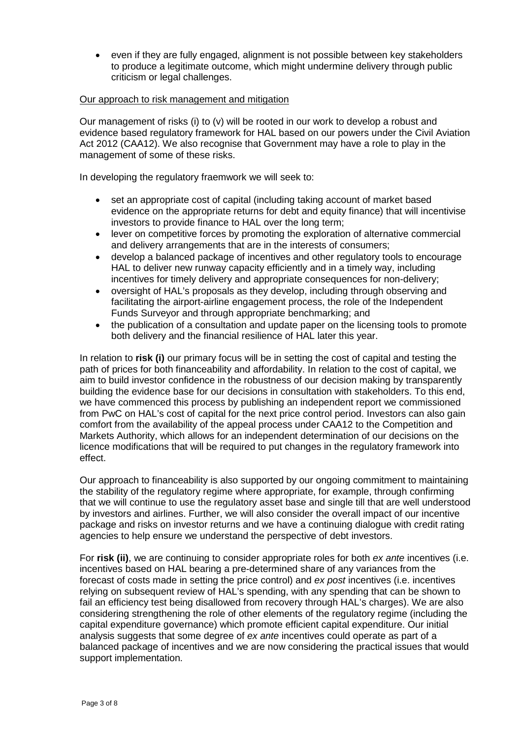- even if they are fully engaged, alignment is not possible between key stakeholders to produce a legitimate outcome, which might undermine delivery through public criticism or legal challenges.

Our approach to risk management and mitigation

Our management of risks (i) to (v) will be rooted in our work to develop a robust and evidence based regulatory framework for HAL based on our powers under the Civil Aviation Act 2012 (CAA12). We also recognise that Government may have a role to play in the management of some of these risks.

In developing the regulatory fraemwork we will seek to:

- set an appropriate cost of capital (including taking account of market based evidence on the appropriate returns for debt and equity finance) that will incentivise investors to provide finance to HAL over the long term;
- lever on competitive forces by promoting the exploration of alternative commercial and delivery arrangements that are in the interests of consumers;
- develop a balanced package of incentives and other regulatory tools to encourage HAL to deliver new runway capacity efficiently and in a timely way, including incentives for timely delivery and appropriate consequences for non-delivery;
- oversight of HAL's proposals as they develop, including through observing and facilitating the airport-airline engagement process, the role of the Independent Funds Surveyor and through appropriate benchmarking; and
- the publication of a consultation and update paper on the licensing tools to promote both delivery and the financial resilience of HAL later this year.

In relation to **risk (i)** our primary focus will be in setting the cost of capital and testing the path of prices for both financeability and affordability. In relation to the cost of capital, we aim to build investor confidence in the robustness of our decision making by transparently building the evidence base for our decisions in consultation with stakeholders. To this end, we have commenced this process by publishing an independent report we commissioned from PwC on HAL's cost of capital for the next price control period. Investors can also gain comfort from the availability of the appeal process under CAA12 to the Competition and Markets Authority, which allows for an independent determination of our decisions on the licence modifications that will be required to put changes in the regulatory framework into effect.

Our approach to financeability is also supported by our ongoing commitment to maintaining the stability of the regulatory regime where appropriate, for example, through confirming that we will continue to use the regulatory asset base and single till that are well understood by investors and airlines. Further, we will also consider the overall impact of our incentive package and risks on investor returns and we have a continuing dialogue with credit rating agencies to help ensure we understand the perspective of debt investors.

For **risk (ii)**, we are continuing to consider appropriate roles for both *ex ante* incentives (i.e. incentives based on HAL bearing a pre-determined share of any variances from the forecast of costs made in setting the price control) and *ex post* incentives (i.e. incentives relying on subsequent review of HAL's spending, with any spending that can be shown to fail an efficiency test being disallowed from recovery through HAL's charges). We are also considering strengthening the role of other elements of the regulatory regime (including the capital expenditure governance) which promote efficient capital expenditure. Our initial analysis suggests that some degree of *ex ante* incentives could operate as part of a balanced package of incentives and we are now considering the practical issues that would support implementation.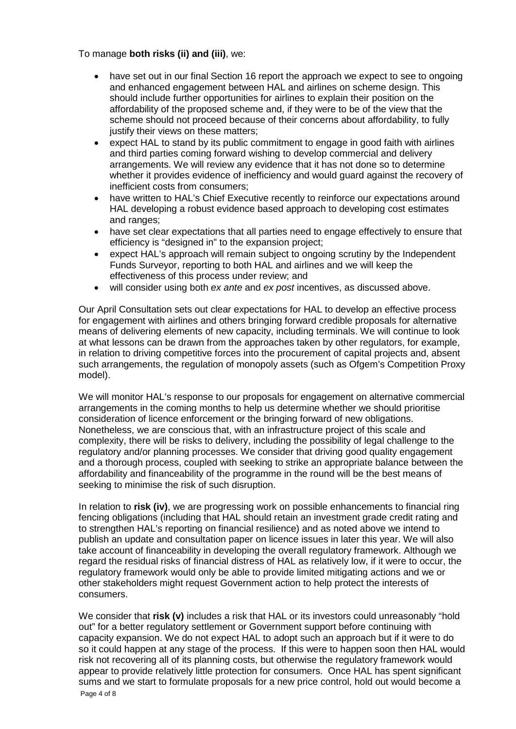To manage **both risks (ii) and (iii)**, we:

- have set out in our final Section 16 report the approach we expect to see to ongoing and enhanced engagement between HAL and airlines on scheme design. This should include further opportunities for airlines to explain their position on the affordability of the proposed scheme and, if they were to be of the view that the scheme should not proceed because of their concerns about affordability, to fully justify their views on these matters;
- expect HAL to stand by its public commitment to engage in good faith with airlines and third parties coming forward wishing to develop commercial and delivery arrangements. We will review any evidence that it has not done so to determine whether it provides evidence of inefficiency and would guard against the recovery of inefficient costs from consumers;
- have written to HAL's Chief Executive recently to reinforce our expectations around HAL developing a robust evidence based approach to developing cost estimates and ranges;
- have set clear expectations that all parties need to engage effectively to ensure that efficiency is "designed in" to the expansion project;
- expect HAL's approach will remain subject to ongoing scrutiny by the Independent Funds Surveyor, reporting to both HAL and airlines and we will keep the effectiveness of this process under review; and
- will consider using both *ex ante* and *ex post* incentives, as discussed above.

Our April Consultation sets out clear expectations for HAL to develop an effective process for engagement with airlines and others bringing forward credible proposals for alternative means of delivering elements of new capacity, including terminals. We will continue to look at what lessons can be drawn from the approaches taken by other regulators, for example, in relation to driving competitive forces into the procurement of capital projects and, absent such arrangements, the regulation of monopoly assets (such as Ofgem's Competition Proxy model).

We will monitor HAL's response to our proposals for engagement on alternative commercial arrangements in the coming months to help us determine whether we should prioritise consideration of licence enforcement or the bringing forward of new obligations. Nonetheless, we are conscious that, with an infrastructure project of this scale and complexity, there will be risks to delivery, including the possibility of legal challenge to the regulatory and/or planning processes. We consider that driving good quality engagement and a thorough process, coupled with seeking to strike an appropriate balance between the affordability and financeability of the programme in the round will be the best means of seeking to minimise the risk of such disruption.

In relation to **risk (iv)**, we are progressing work on possible enhancements to financial ring fencing obligations (including that HAL should retain an investment grade credit rating and to strengthen HAL's reporting on financial resilience) and as noted above we intend to publish an update and consultation paper on licence issues in later this year. We will also take account of financeability in developing the overall regulatory framework. Although we regard the residual risks of financial distress of HAL as relatively low, if it were to occur, the regulatory framework would only be able to provide limited mitigating actions and we or other stakeholders might request Government action to help protect the interests of consumers.

We consider that **risk (v)** includes a risk that HAL or its investors could unreasonably "hold out" for a better regulatory settlement or Government support before continuing with capacity expansion. We do not expect HAL to adopt such an approach but if it were to do so it could happen at any stage of the process. If this were to happen soon then HAL would risk not recovering all of its planning costs, but otherwise the regulatory framework would appear to provide relatively little protection for consumers. Once HAL has spent significant sums and we start to formulate proposals for a new price control, hold out would become a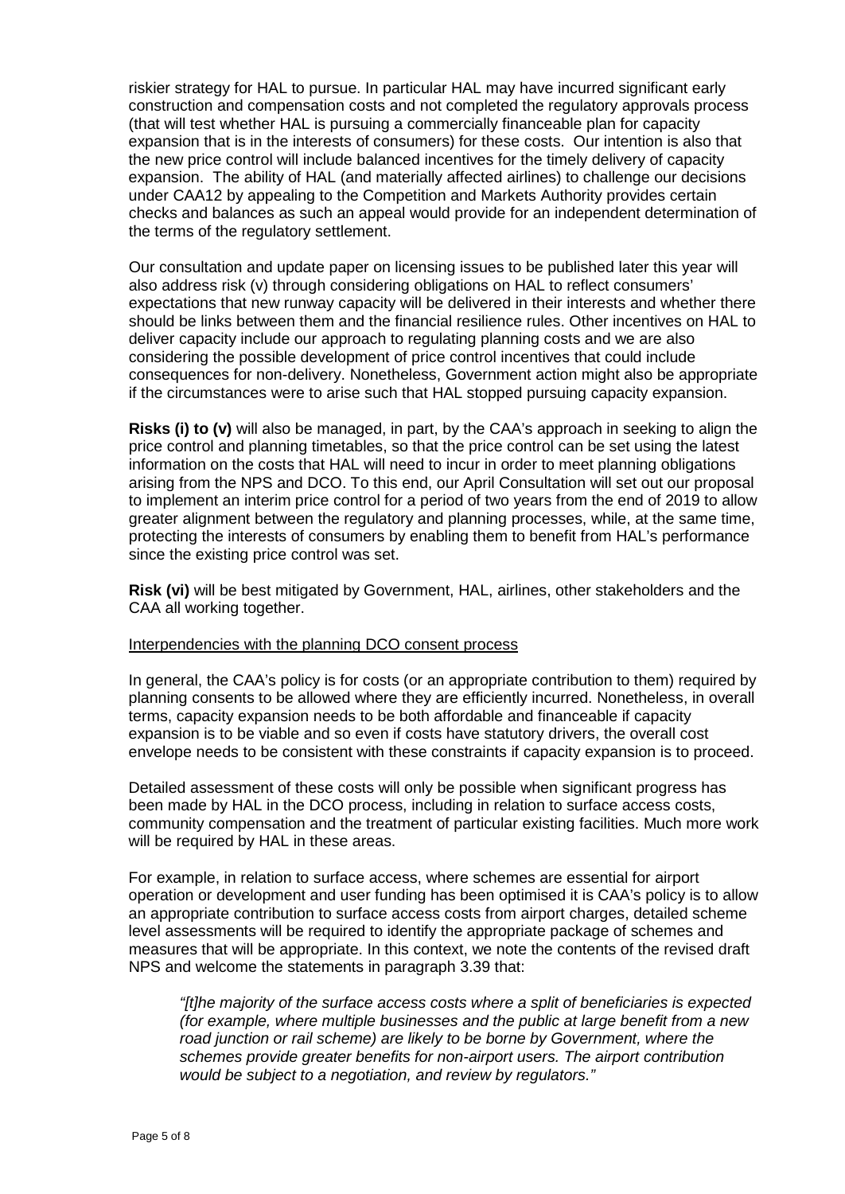riskier strategy for HAL to pursue. In particular HAL may have incurred significant early construction and compensation costs and not completed the regulatory approvals process (that will test whether HAL is pursuing a commercially financeable plan for capacity expansion that is in the interests of consumers) for these costs. Our intention is also that the new price control will include balanced incentives for the timely delivery of capacity expansion. The ability of HAL (and materially affected airlines) to challenge our decisions under CAA12 by appealing to the Competition and Markets Authority provides certain checks and balances as such an appeal would provide for an independent determination of the terms of the regulatory settlement.

Our consultation and update paper on licensing issues to be published later this year will also address risk (v) through considering obligations on HAL to reflect consumers' expectations that new runway capacity will be delivered in their interests and whether there should be links between them and the financial resilience rules. Other incentives on HAL to deliver capacity include our approach to regulating planning costs and we are also considering the possible development of price control incentives that could include consequences for non-delivery. Nonetheless, Government action might also be appropriate if the circumstances were to arise such that HAL stopped pursuing capacity expansion.

**Risks (i) to (v)** will also be managed, in part, by the CAA's approach in seeking to align the price control and planning timetables, so that the price control can be set using the latest information on the costs that HAL will need to incur in order to meet planning obligations arising from the NPS and DCO. To this end, our April Consultation will set out our proposal to implement an interim price control for a period of two years from the end of 2019 to allow greater alignment between the regulatory and planning processes, while, at the same time, protecting the interests of consumers by enabling them to benefit from HAL's performance since the existing price control was set.

**Risk (vi)** will be best mitigated by Government, HAL, airlines, other stakeholders and the CAA all working together.

Interpendencies with the planning DCO consent process

In general, the CAA's policy is for costs (or an appropriate contribution to them) required by planning consents to be allowed where they are efficiently incurred. Nonetheless, in overall terms, capacity expansion needs to be both affordable and financeable if capacity expansion is to be viable and so even if costs have statutory drivers, the overall cost envelope needs to be consistent with these constraints if capacity expansion is to proceed.

Detailed assessment of these costs will only be possible when significant progress has been made by HAL in the DCO process, including in relation to surface access costs, community compensation and the treatment of particular existing facilities. Much more work will be required by HAL in these areas.

For example, in relation to surface access, where schemes are essential for airport operation or development and user funding has been optimised it is CAA's policy is to allow an appropriate contribution to surface access costs from airport charges, detailed scheme level assessments will be required to identify the appropriate package of schemes and measures that will be appropriate. In this context, we note the contents of the revised draft NPS and welcome the statements in paragraph 3.39 that:

> *"[t]he majority of the surface access costs where a split of beneficiaries is expected (for example, where multiple businesses and the public at large benefit from a new road junction or rail scheme) are likely to be borne by Government, where the schemes provide greater benefits for non-airport users. The airport contribution would be subject to a negotiation, and review by regulators."*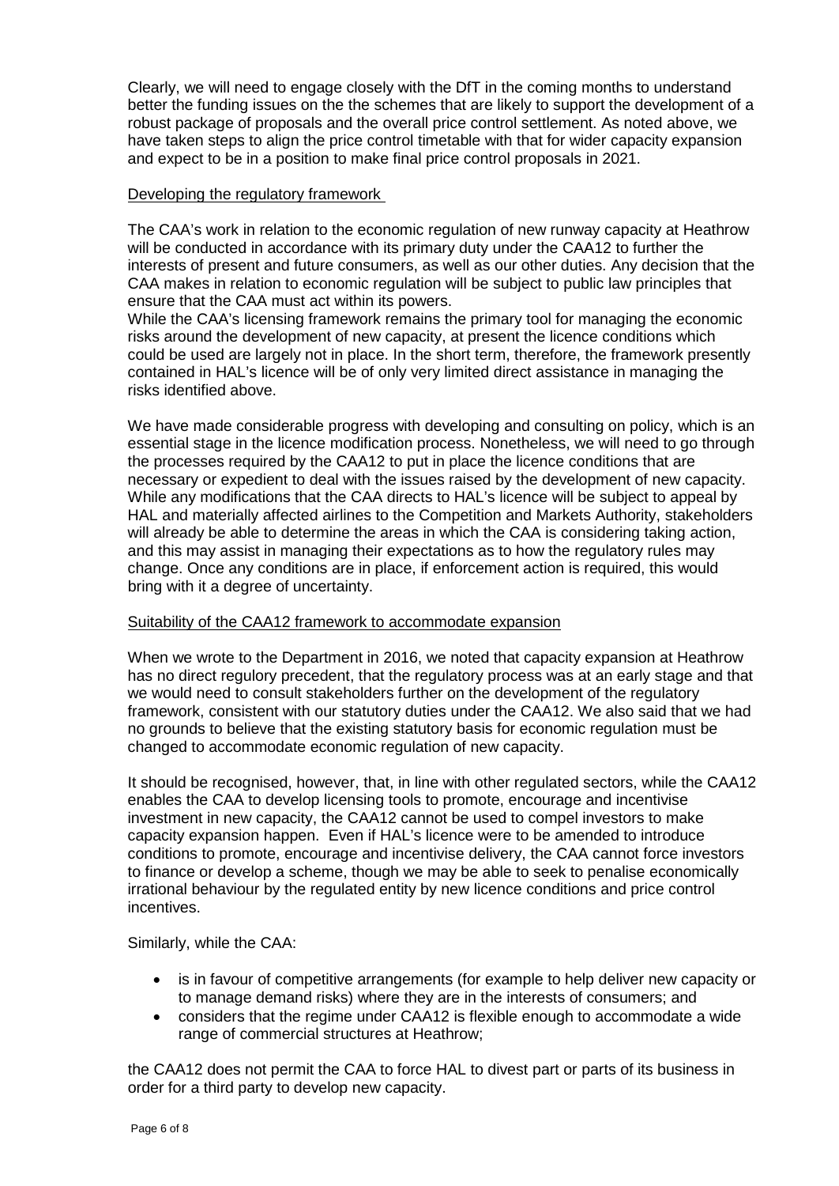Clearly, we will need to engage closely with the DfT in the coming months to understand better the funding issues on the the schemes that are likely to support the development of a robust package of proposals and the overall price control settlement. As noted above, we have taken steps to align the price control timetable with that for wider capacity expansion and expect to be in a position to make final price control proposals in 2021.

<u>Developing the regulatory framework</u>

The CAA's work in relation to the economic regulation of new runway capacity at Heathrow will be conducted in accordance with its primary duty under the CAA12 to further the interests of present and future consumers, as well as our other duties. Any decision that the CAA makes in relation to economic regulation will be subject to public law principles that ensure that the CAA must act within its powers.

While the CAA's licensing framework remains the primary tool for managing the economic risks around the development of new capacity, at present the licence conditions which could be used are largely not in place. In the short term, therefore, the framework presently contained in HAL's licence will be of only very limited direct assistance in managing the risks identified above.

We have made considerable progress with developing and consulting on policy, which is an essential stage in the licence modification process. Nonetheless, we will need to go through the processes required by the CAA12 to put in place the licence conditions that are necessary or expedient to deal with the issues raised by the development of new capacity. While any modifications that the CAA directs to HAL's licence will be subject to appeal by HAL and materially affected airlines to the Competition and Markets Authority, stakeholders will already be able to determine the areas in which the CAA is considering taking action, and this may assist in managing their expectations as to how the regulatory rules may change. Once any conditions are in place, if enforcement action is required, this would bring with it a degree of uncertainty.

<u>Suitability of the CAA12 framework to accommodate expansion</u>

When we wrote to the Department in 2016, we noted that capacity expansion at Heathrow has no direct regulory precedent, that the regulatory process was at an early stage and that we would need to consult stakeholders further on the development of the regulatory framework, consistent with our statutory duties under the CAA12. We also said that we had no grounds to believe that the existing statutory basis for economic regulation must be changed to accommodate economic regulation of new capacity.

It should be recognised, however, that, in line with other regulated sectors, while the CAA12 enables the CAA to develop licensing tools to promote, encourage and incentivise investment in new capacity, the CAA12 cannot be used to compel investors to make capacity expansion happen. Even if HAL's licence were to be amended to introduce conditions to promote, encourage and incentivise delivery, the CAA cannot force investors to finance or develop a scheme, though we may be able to seek to penalise economically irrational behaviour by the regulated entity by new licence conditions and price control incentives.

Similarly, while the CAA:

- is in favour of competitive arrangements (for example to help deliver new capacity or to manage demand risks) where they are in the interests of consumers; and
- considers that the regime under CAA12 is flexible enough to accommodate a wide range of commercial structures at Heathrow;

the CAA12 does not permit the CAA to force HAL to divest part or parts of its business in order for a third party to develop new capacity.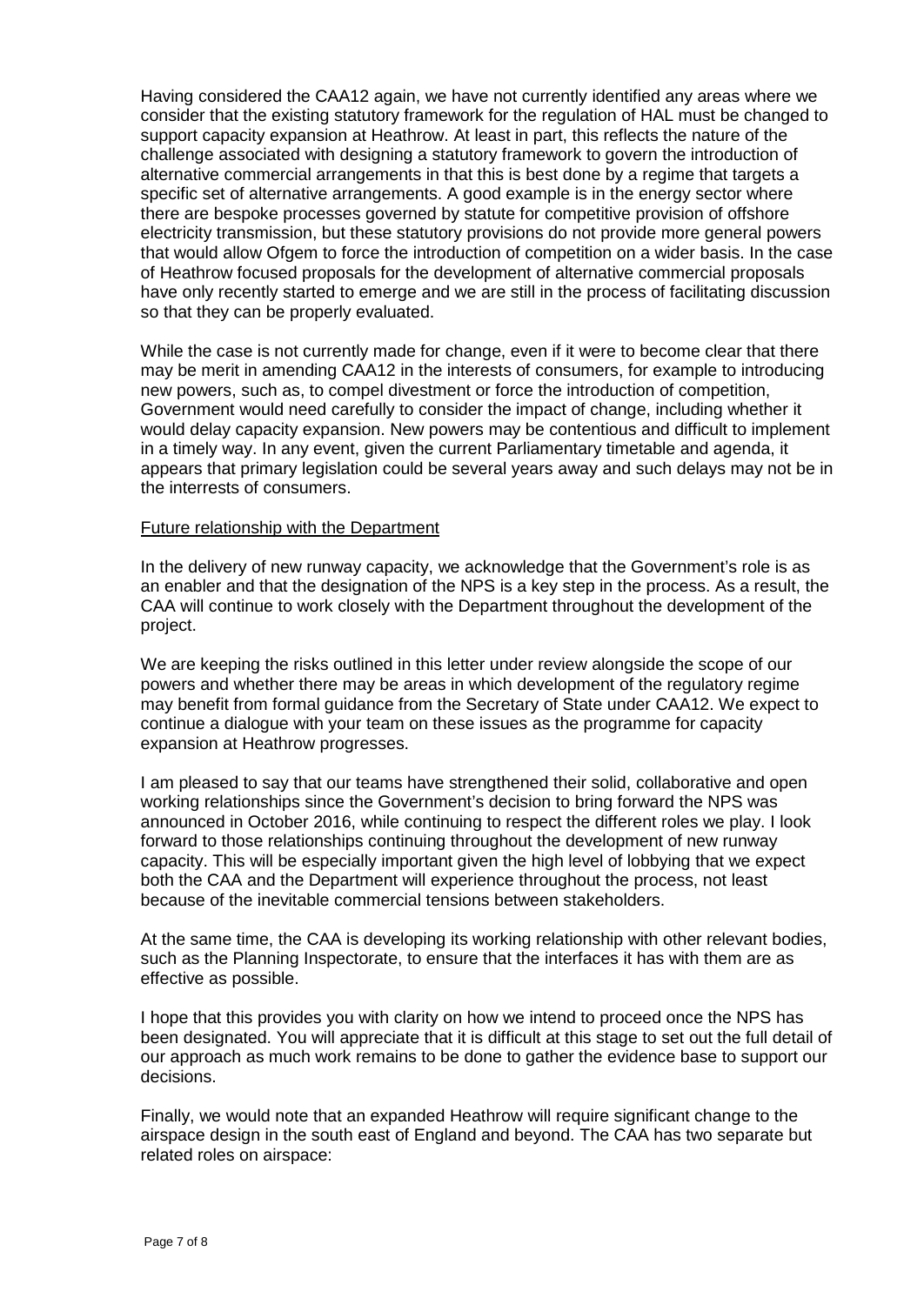Having considered the CAA12 again, we have not currently identified any areas where we consider that the existing statutory framework for the regulation of HAL must be changed to support capacity expansion at Heathrow. At least in part, this reflects the nature of the challenge associated with designing a statutory framework to govern the introduction of alternative commercial arrangements in that this is best done by a regime that targets a specific set of alternative arrangements. A good example is in the energy sector where there are bespoke processes governed by statute for competitive provision of offshore electricity transmission, but these statutory provisions do not provide more general powers that would allow Ofgem to force the introduction of competition on a wider basis. In the case of Heathrow focused proposals for the development of alternative commercial proposals have only recently started to emerge and we are still in the process of facilitating discussion so that they can be properly evaluated.

While the case is not currently made for change, even if it were to become clear that there may be merit in amending CAA12 in the interests of consumers, for example to introducing new powers, such as, to compel divestment or force the introduction of competition, Government would need carefully to consider the impact of change, including whether it would delay capacity expansion. New powers may be contentious and difficult to implement in a timely way. In any event, given the current Parliamentary timetable and agenda, it appears that primary legislation could be several years away and such delays may not be in the interrests of consumers.

<u>Future relationship with the Department</u>

In the delivery of new runway capacity, we acknowledge that the Government's role is as an enabler and that the designation of the NPS is a key step in the process. As a result, the CAA will continue to work closely with the Department throughout the development of the project.

We are keeping the risks outlined in this letter under review alongside the scope of our powers and whether there may be areas in which development of the regulatory regime may benefit from formal guidance from the Secretary of State under CAA12. We expect to continue a dialogue with your team on these issues as the programme for capacity expansion at Heathrow progresses.

I am pleased to say that our teams have strengthened their solid, collaborative and open working relationships since the Government's decision to bring forward the NPS was announced in October 2016, while continuing to respect the different roles we play. I look forward to those relationships continuing throughout the development of new runway capacity. This will be especially important given the high level of lobbying that we expect both the CAA and the Department will experience throughout the process, not least because of the inevitable commercial tensions between stakeholders.

At the same time, the CAA is developing its working relationship with other relevant bodies, such as the Planning Inspectorate, to ensure that the interfaces it has with them are as effective as possible.

I hope that this provides you with clarity on how we intend to proceed once the NPS has been designated. You will appreciate that it is difficult at this stage to set out the full detail of our approach as much work remains to be done to gather the evidence base to support our decisions.

Finally, we would note that an expanded Heathrow will require significant change to the airspace design in the south east of England and beyond. The CAA has two separate but related roles on airspace: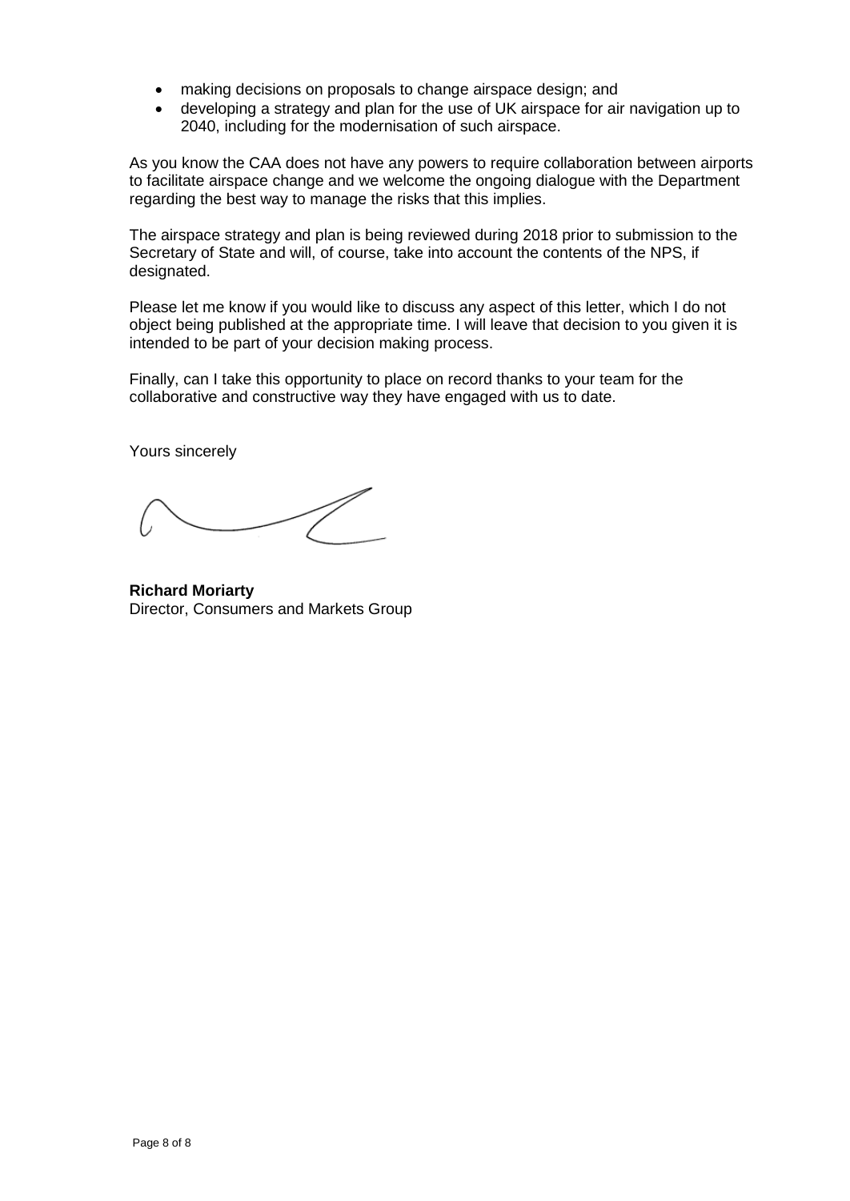- making decisions on proposals to change airspace design; and
- developing a strategy and plan for the use of UK airspace for air navigation up to 2040, including for the modernisation of such airspace.

As you know the CAA does not have any powers to require collaboration between airports to facilitate airspace change and we welcome the ongoing dialogue with the Department regarding the best way to manage the risks that this implies.

The airspace strategy and plan is being reviewed during 2018 prior to submission to the Secretary of State and will, of course, take into account the contents of the NPS, if designated.

Please let me know if you would like to discuss any aspect of this letter, which I do not object being published at the appropriate time. I will leave that decision to you given it is intended to be part of your decision making process.

Finally, can I take this opportunity to place on record thanks to your team for the collaborative and constructive way they have engaged with us to date.

Yours sincerely

**Richard Moriarty**
Director, Consumers and Markets Group